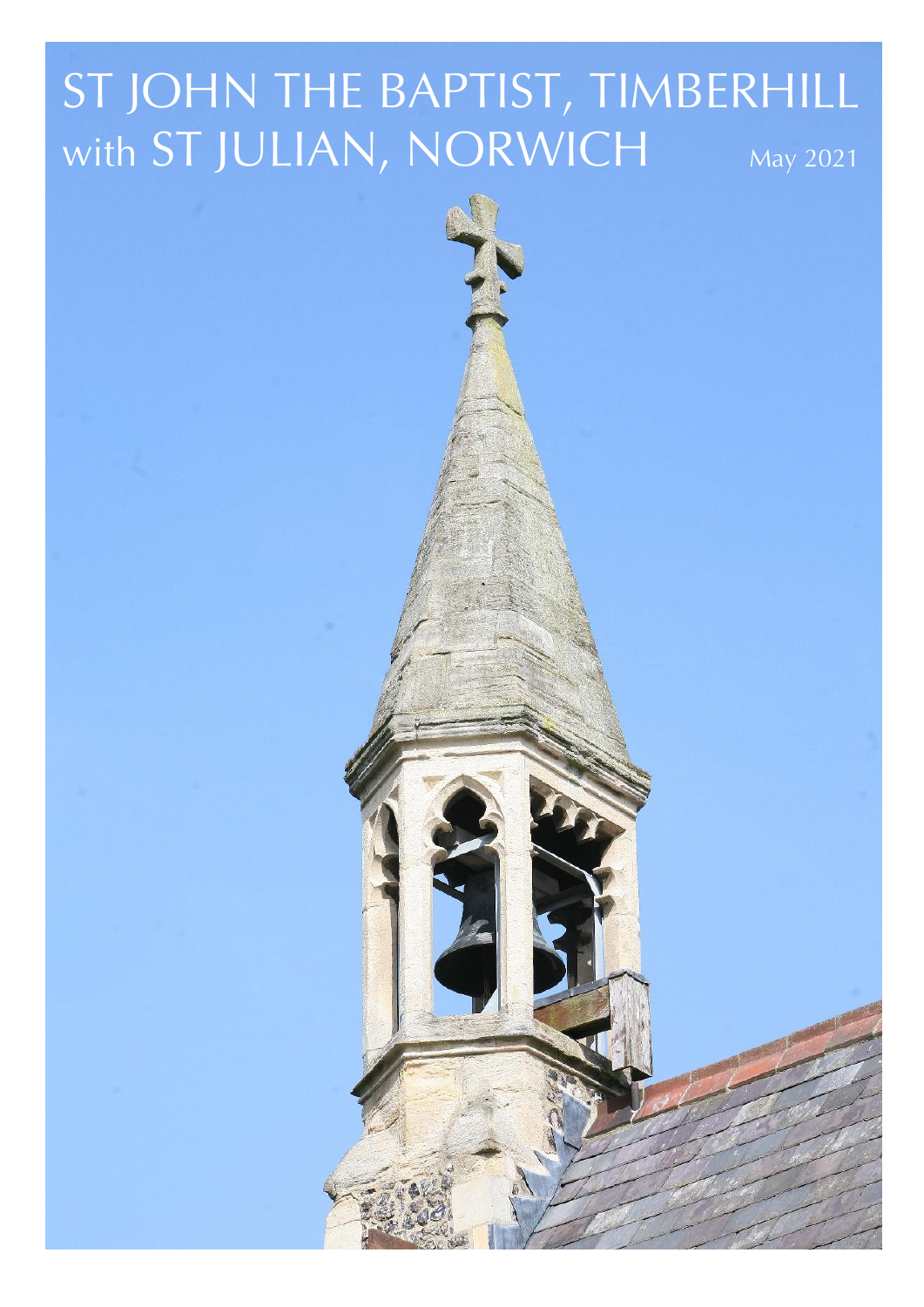# ST JOHN THE BAPTIST, TIMBERHILL with ST JULIAN, NORWICH

May 2021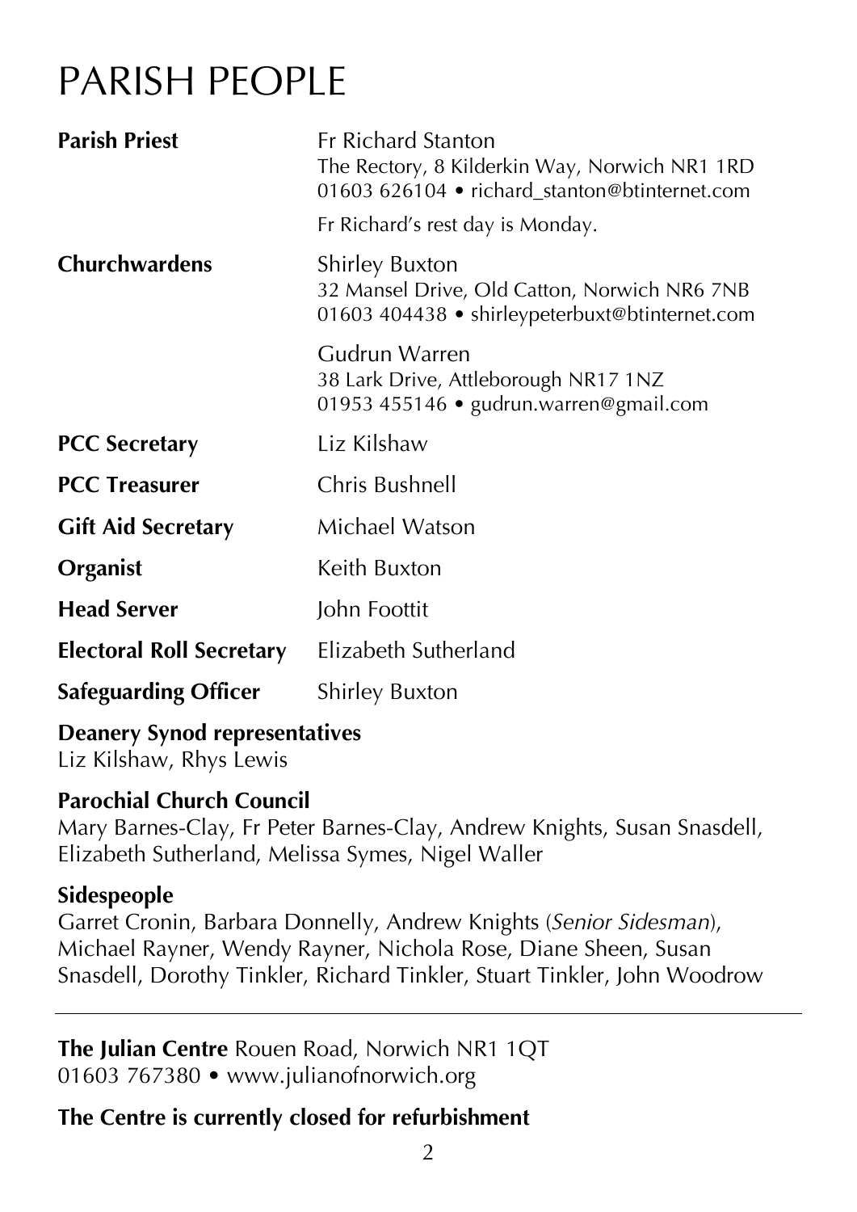# PARISH PEOPLE

**Parish Priest** Fr Richard Stanton
The Rectory, 8 Kilderkin Way, Norwich NR1 1RD
01603 626104 • richard_stanton@btinternet.com

Fr Richard's rest day is Monday.

**Churchwardens** Shirley Buxton
32 Mansel Drive, Old Catton, Norwich NR6 7NB
01603 404438 • shirleypeterbuxt@btinternet.com

Gudrun Warren
38 Lark Drive, Attleborough NR17 1NZ
01953 455146 • gudrun.warren@gmail.com

**PCC Secretary** Liz Kilshaw

**PCC Treasurer** Chris Bushnell

**Gift Aid Secretary** Michael Watson

**Organist** Keith Buxton

**Head Server** John Foottit

**Electoral Roll Secretary** Elizabeth Sutherland

**Safeguarding Officer** Shirley Buxton

**Deanery Synod representatives**
Liz Kilshaw, Rhys Lewis

**Parochial Church Council**
Mary Barnes-Clay, Fr Peter Barnes-Clay, Andrew Knights, Susan Snasdell, Elizabeth Sutherland, Melissa Symes, Nigel Waller

**Sidespeople**
Garret Cronin, Barbara Donnelly, Andrew Knights (*Senior Sidesman*), Michael Rayner, Wendy Rayner, Nichola Rose, Diane Sheen, Susan Snasdell, Dorothy Tinkler, Richard Tinkler, Stuart Tinkler, John Woodrow

---

**The Julian Centre** Rouen Road, Norwich NR1 1QT
01603 767380 • www.julianofnorwich.org

**The Centre is currently closed for refurbishment**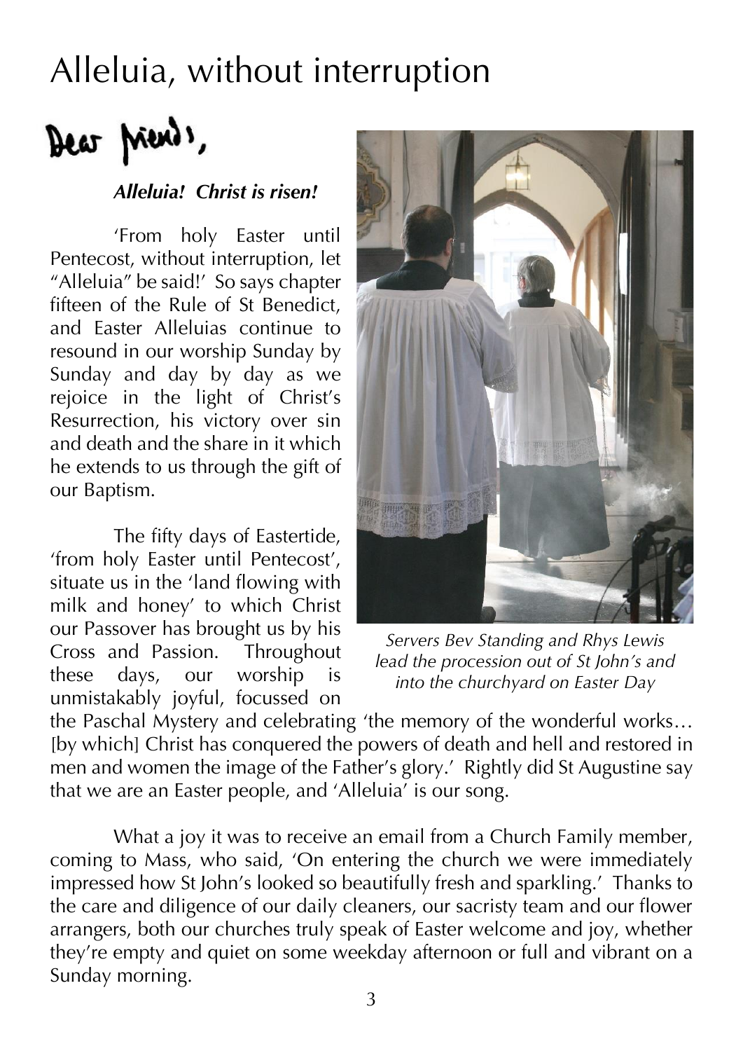# Alleluia, without interruption

Dear friends,

***Alleluia! Christ is risen!***

'From holy Easter until Pentecost, without interruption, let "Alleluia" be said!' So says chapter fifteen of the Rule of St Benedict, and Easter Alleluias continue to resound in our worship Sunday by Sunday and day by day as we rejoice in the light of Christ's Resurrection, his victory over sin and death and the share in it which he extends to us through the gift of our Baptism.

*Servers Bev Standing and Rhys Lewis lead the procession out of St John's and into the churchyard on Easter Day*

The fifty days of Eastertide, 'from holy Easter until Pentecost', situate us in the 'land flowing with milk and honey' to which Christ our Passover has brought us by his Cross and Passion. Throughout these days, our worship is unmistakably joyful, focussed on the Paschal Mystery and celebrating 'the memory of the wonderful works… [by which] Christ has conquered the powers of death and hell and restored in men and women the image of the Father's glory.' Rightly did St Augustine say that we are an Easter people, and 'Alleluia' is our song.

What a joy it was to receive an email from a Church Family member, coming to Mass, who said, 'On entering the church we were immediately impressed how St John's looked so beautifully fresh and sparkling.' Thanks to the care and diligence of our daily cleaners, our sacristy team and our flower arrangers, both our churches truly speak of Easter welcome and joy, whether they're empty and quiet on some weekday afternoon or full and vibrant on a Sunday morning.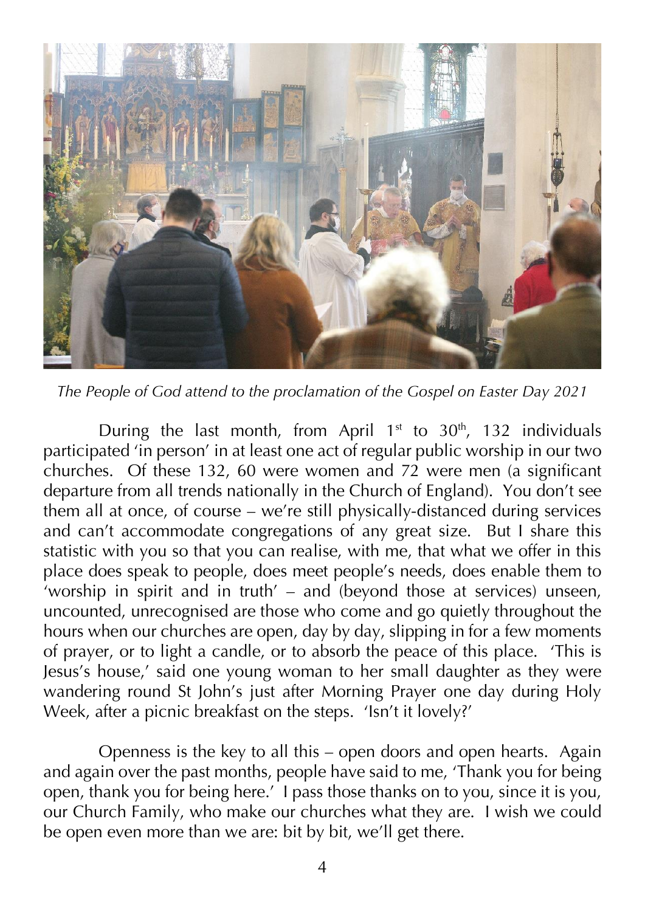*The People of God attend to the proclamation of the Gospel on Easter Day 2021*

During the last month, from April 1st to 30th, 132 individuals participated 'in person' in at least one act of regular public worship in our two churches. Of these 132, 60 were women and 72 were men (a significant departure from all trends nationally in the Church of England). You don't see them all at once, of course – we're still physically-distanced during services and can't accommodate congregations of any great size. But I share this statistic with you so that you can realise, with me, that what we offer in this place does speak to people, does meet people's needs, does enable them to 'worship in spirit and in truth' – and (beyond those at services) unseen, uncounted, unrecognised are those who come and go quietly throughout the hours when our churches are open, day by day, slipping in for a few moments of prayer, or to light a candle, or to absorb the peace of this place. 'This is Jesus's house,' said one young woman to her small daughter as they were wandering round St John's just after Morning Prayer one day during Holy Week, after a picnic breakfast on the steps. 'Isn't it lovely?'

Openness is the key to all this – open doors and open hearts. Again and again over the past months, people have said to me, 'Thank you for being open, thank you for being here.' I pass those thanks on to you, since it is you, our Church Family, who make our churches what they are. I wish we could be open even more than we are: bit by bit, we'll get there.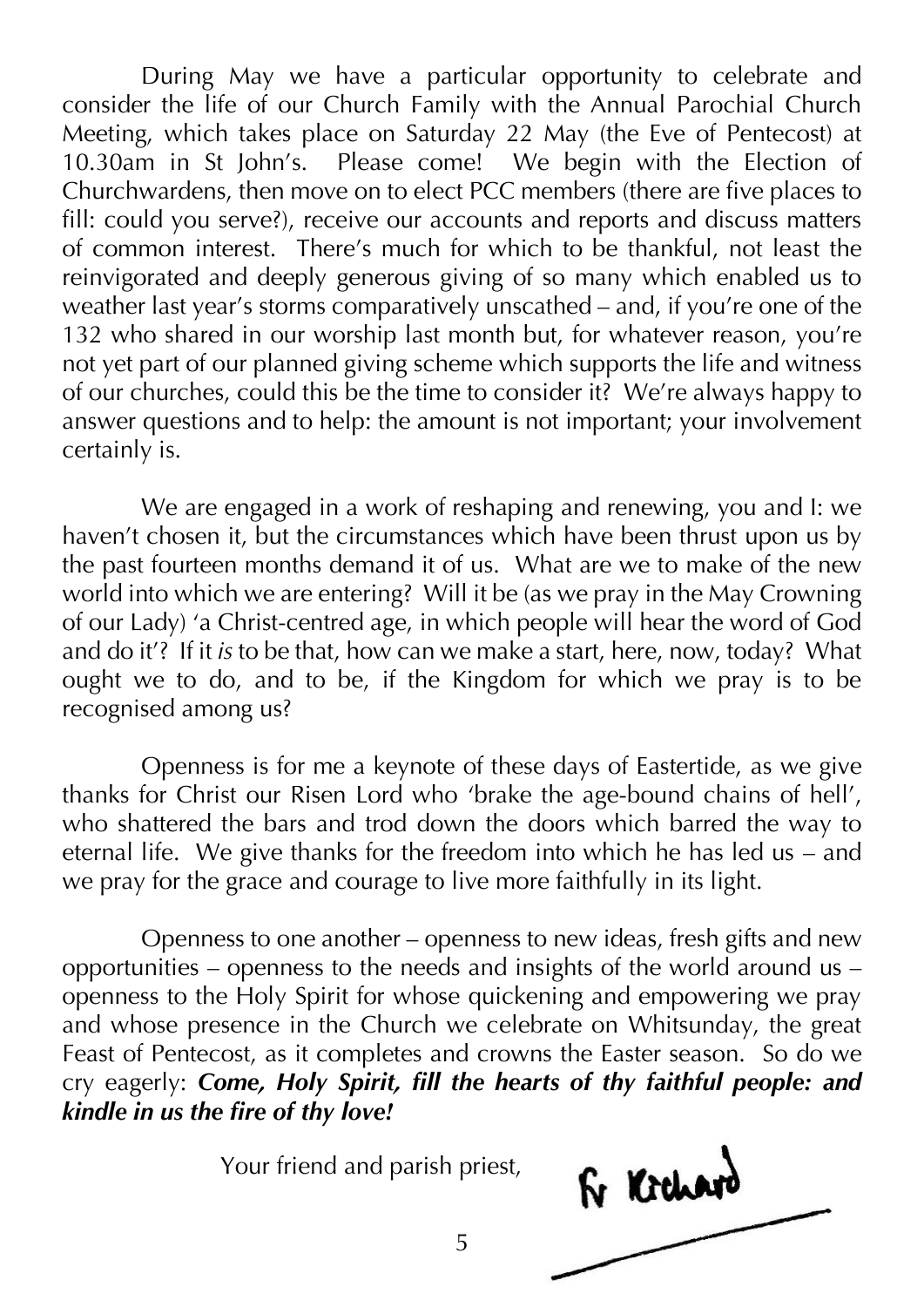During May we have a particular opportunity to celebrate and consider the life of our Church Family with the Annual Parochial Church Meeting, which takes place on Saturday 22 May (the Eve of Pentecost) at 10.30am in St John's. Please come! We begin with the Election of Churchwardens, then move on to elect PCC members (there are five places to fill: could you serve?), receive our accounts and reports and discuss matters of common interest. There's much for which to be thankful, not least the reinvigorated and deeply generous giving of so many which enabled us to weather last year's storms comparatively unscathed – and, if you're one of the 132 who shared in our worship last month but, for whatever reason, you're not yet part of our planned giving scheme which supports the life and witness of our churches, could this be the time to consider it? We're always happy to answer questions and to help: the amount is not important; your involvement certainly is.

We are engaged in a work of reshaping and renewing, you and I: we haven't chosen it, but the circumstances which have been thrust upon us by the past fourteen months demand it of us. What are we to make of the new world into which we are entering? Will it be (as we pray in the May Crowning of our Lady) 'a Christ-centred age, in which people will hear the word of God and do it'? If it *is* to be that, how can we make a start, here, now, today? What ought we to do, and to be, if the Kingdom for which we pray is to be recognised among us?

Openness is for me a keynote of these days of Eastertide, as we give thanks for Christ our Risen Lord who 'brake the age-bound chains of hell', who shattered the bars and trod down the doors which barred the way to eternal life. We give thanks for the freedom into which he has led us – and we pray for the grace and courage to live more faithfully in its light.

Openness to one another – openness to new ideas, fresh gifts and new opportunities – openness to the needs and insights of the world around us – openness to the Holy Spirit for whose quickening and empowering we pray and whose presence in the Church we celebrate on Whitsunday, the great Feast of Pentecost, as it completes and crowns the Easter season. So do we cry eagerly: ***Come, Holy Spirit, fill the hearts of thy faithful people: and kindle in us the fire of thy love!***

Your friend and parish priest,

Fr Richard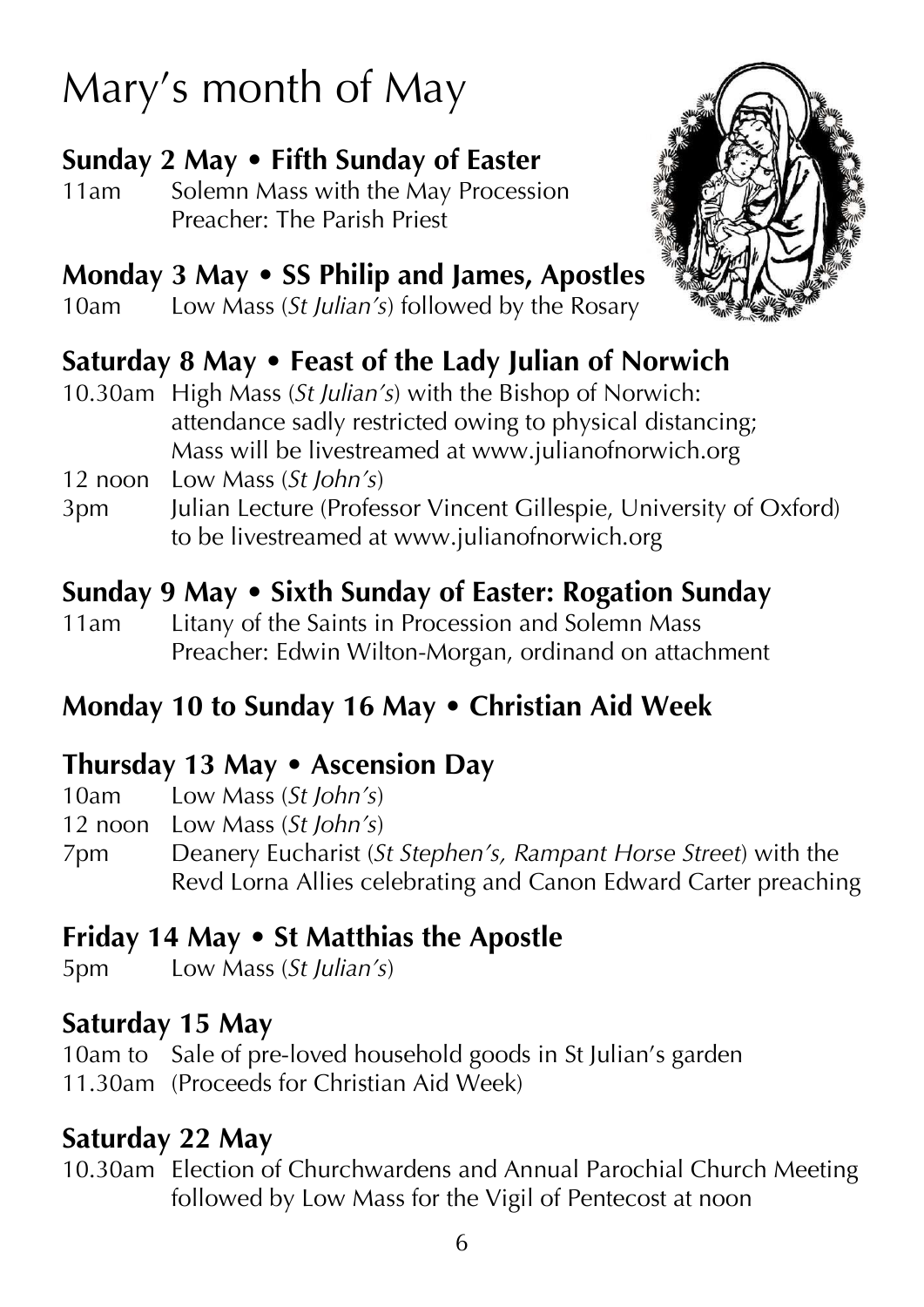# Mary's month of May

### Sunday 2 May • Fifth Sunday of Easter

11am Solemn Mass with the May Procession
Preacher: The Parish Priest

### Monday 3 May • SS Philip and James, Apostles

10am Low Mass (*St Julian's*) followed by the Rosary

### Saturday 8 May • Feast of the Lady Julian of Norwich

10.30am High Mass (*St Julian's*) with the Bishop of Norwich: attendance sadly restricted owing to physical distancing; Mass will be livestreamed at www.julianofnorwich.org

12 noon Low Mass (*St John's*)

3pm Julian Lecture (Professor Vincent Gillespie, University of Oxford) to be livestreamed at www.julianofnorwich.org

### Sunday 9 May • Sixth Sunday of Easter: Rogation Sunday

11am Litany of the Saints in Procession and Solemn Mass
Preacher: Edwin Wilton-Morgan, ordinand on attachment

### Monday 10 to Sunday 16 May • Christian Aid Week

### Thursday 13 May • Ascension Day

10am Low Mass (*St John's*)

12 noon Low Mass (*St John's*)

7pm Deanery Eucharist (*St Stephen's, Rampant Horse Street*) with the Revd Lorna Allies celebrating and Canon Edward Carter preaching

### Friday 14 May • St Matthias the Apostle

5pm Low Mass (*St Julian's*)

### Saturday 15 May

10am to 11.30am Sale of pre-loved household goods in St Julian's garden (Proceeds for Christian Aid Week)

### Saturday 22 May

10.30am Election of Churchwardens and Annual Parochial Church Meeting followed by Low Mass for the Vigil of Pentecost at noon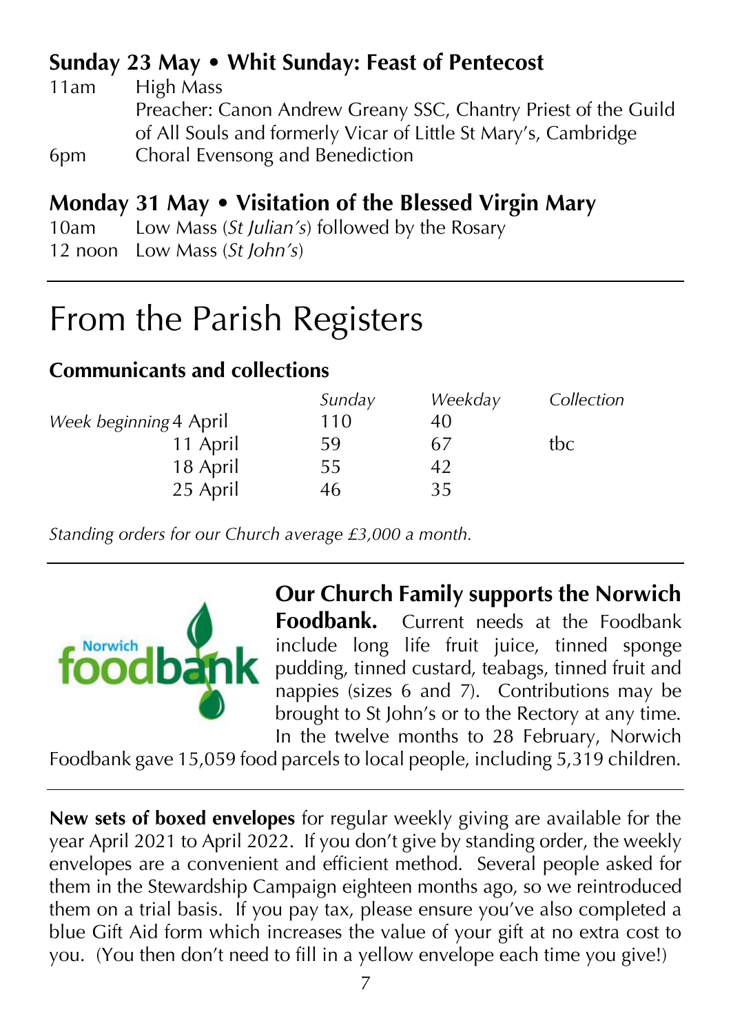**Sunday 23 May • Whit Sunday: Feast of Pentecost**

11am High Mass
Preacher: Canon Andrew Greany SSC, Chantry Priest of the Guild of All Souls and formerly Vicar of Little St Mary's, Cambridge

6pm Choral Evensong and Benediction

**Monday 31 May • Visitation of the Blessed Virgin Mary**

10am Low Mass (*St Julian's*) followed by the Rosary

12 noon Low Mass (*St John's*)

# From the Parish Registers

**Communicants and collections**

| | *Sunday* | *Weekday* | *Collection* |
|---|---|---|---|
| *Week beginning* 4 April | 110 | 40 | |
| 11 April | 59 | 67 | tbc |
| 18 April | 55 | 42 | |
| 25 April | 46 | 35 | |

*Standing orders for our Church average £3,000 a month.*

**Our Church Family supports the Norwich Foodbank.** Current needs at the Foodbank include long life fruit juice, tinned sponge pudding, tinned custard, teabags, tinned fruit and nappies (sizes 6 and 7). Contributions may be brought to St John's or to the Rectory at any time. In the twelve months to 28 February, Norwich Foodbank gave 15,059 food parcels to local people, including 5,319 children.

**New sets of boxed envelopes** for regular weekly giving are available for the year April 2021 to April 2022. If you don't give by standing order, the weekly envelopes are a convenient and efficient method. Several people asked for them in the Stewardship Campaign eighteen months ago, so we reintroduced them on a trial basis. If you pay tax, please ensure you've also completed a blue Gift Aid form which increases the value of your gift at no extra cost to you. (You then don't need to fill in a yellow envelope each time you give!)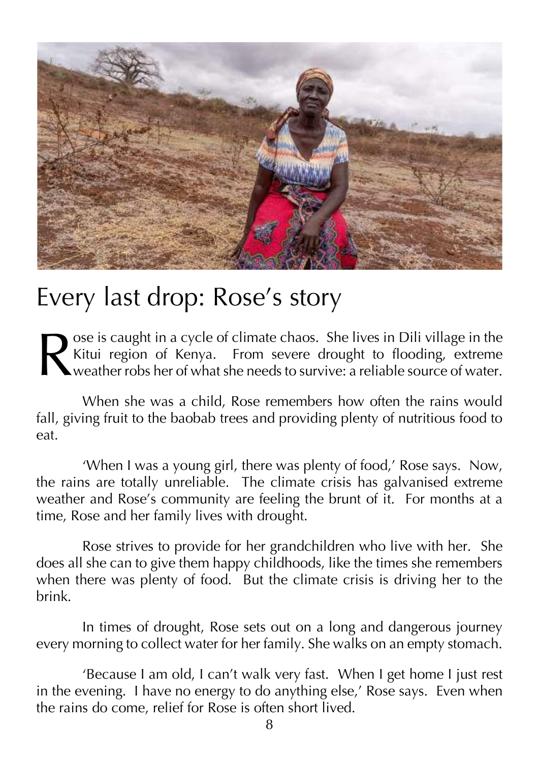# Every last drop: Rose's story

Rose is caught in a cycle of climate chaos. She lives in Dili village in the Kitui region of Kenya. From severe drought to flooding, extreme weather robs her of what she needs to survive: a reliable source of water.

When she was a child, Rose remembers how often the rains would fall, giving fruit to the baobab trees and providing plenty of nutritious food to eat.

'When I was a young girl, there was plenty of food,' Rose says. Now, the rains are totally unreliable. The climate crisis has galvanised extreme weather and Rose's community are feeling the brunt of it. For months at a time, Rose and her family lives with drought.

Rose strives to provide for her grandchildren who live with her. She does all she can to give them happy childhoods, like the times she remembers when there was plenty of food. But the climate crisis is driving her to the brink.

In times of drought, Rose sets out on a long and dangerous journey every morning to collect water for her family. She walks on an empty stomach.

'Because I am old, I can't walk very fast. When I get home I just rest in the evening. I have no energy to do anything else,' Rose says. Even when the rains do come, relief for Rose is often short lived.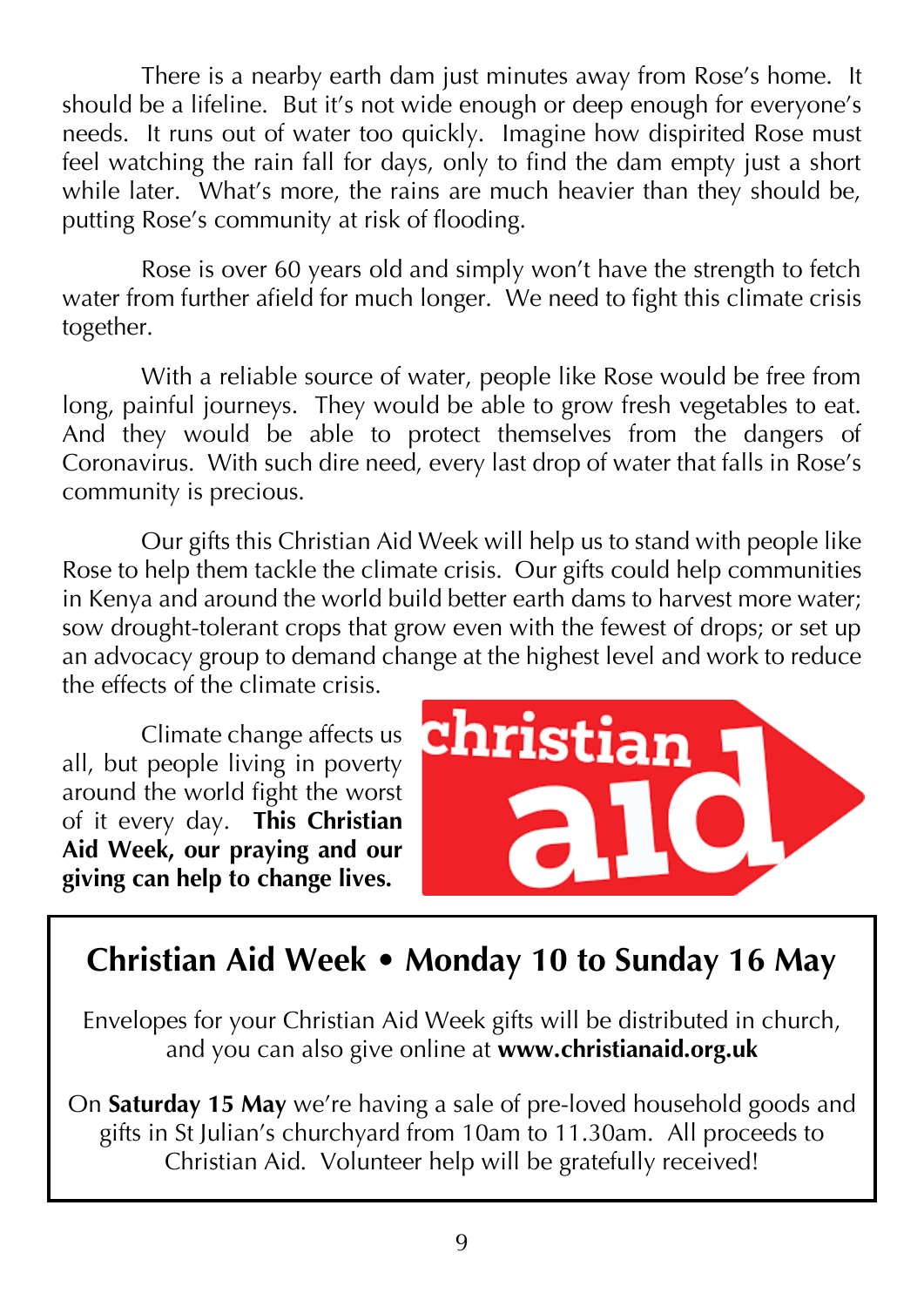There is a nearby earth dam just minutes away from Rose's home. It should be a lifeline. But it's not wide enough or deep enough for everyone's needs. It runs out of water too quickly. Imagine how dispirited Rose must feel watching the rain fall for days, only to find the dam empty just a short while later. What's more, the rains are much heavier than they should be, putting Rose's community at risk of flooding.

Rose is over 60 years old and simply won't have the strength to fetch water from further afield for much longer. We need to fight this climate crisis together.

With a reliable source of water, people like Rose would be free from long, painful journeys. They would be able to grow fresh vegetables to eat. And they would be able to protect themselves from the dangers of Coronavirus. With such dire need, every last drop of water that falls in Rose's community is precious.

Our gifts this Christian Aid Week will help us to stand with people like Rose to help them tackle the climate crisis. Our gifts could help communities in Kenya and around the world build better earth dams to harvest more water; sow drought-tolerant crops that grow even with the fewest of drops; or set up an advocacy group to demand change at the highest level and work to reduce the effects of the climate crisis.

Climate change affects us all, but people living in poverty around the world fight the worst of it every day. **This Christian Aid Week, our praying and our giving can help to change lives.**

christian aid

## Christian Aid Week • Monday 10 to Sunday 16 May

Envelopes for your Christian Aid Week gifts will be distributed in church, and you can also give online at **www.christianaid.org.uk**

On **Saturday 15 May** we're having a sale of pre-loved household goods and gifts in St Julian's churchyard from 10am to 11.30am. All proceeds to Christian Aid. Volunteer help will be gratefully received!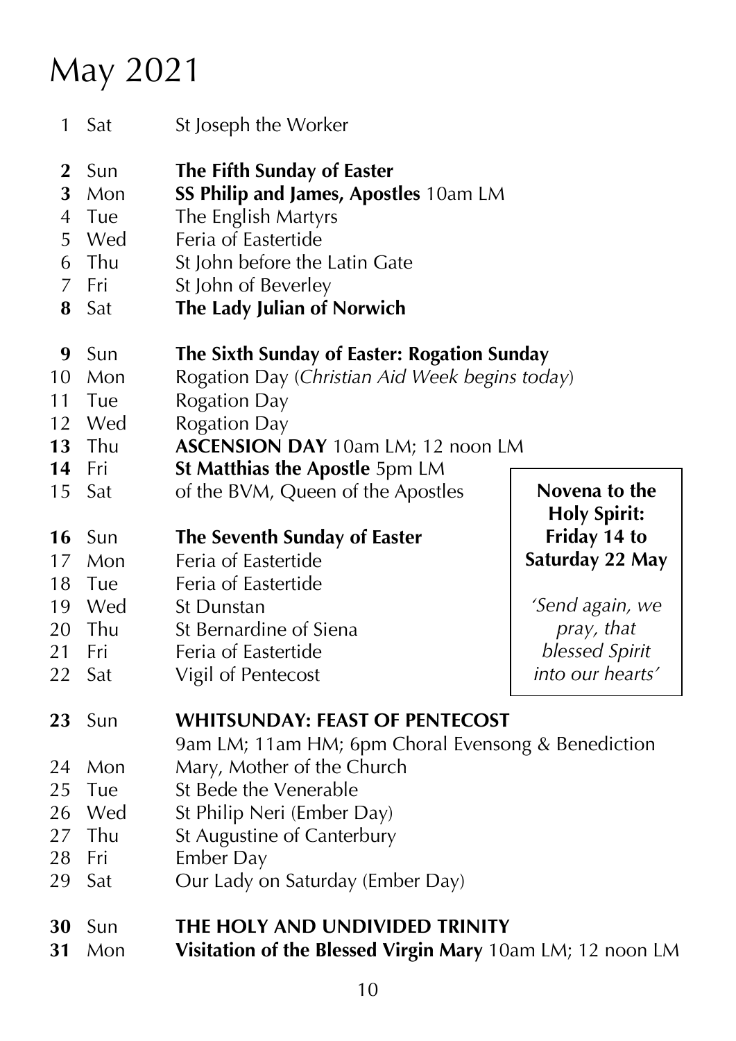# May 2021

1 Sat St Joseph the Worker

**2** Sun **The Fifth Sunday of Easter**
**3** Mon **SS Philip and James, Apostles** 10am LM
4 Tue The English Martyrs
5 Wed Feria of Eastertide
6 Thu St John before the Latin Gate
7 Fri St John of Beverley
**8** Sat **The Lady Julian of Norwich**

**9** Sun **The Sixth Sunday of Easter: Rogation Sunday**
10 Mon Rogation Day (*Christian Aid Week begins today*)
11 Tue Rogation Day
12 Wed Rogation Day
**13** Thu **ASCENSION DAY** 10am LM; 12 noon LM
**14** Fri **St Matthias the Apostle** 5pm LM
15 Sat of the BVM, Queen of the Apostles

**16** Sun **The Seventh Sunday of Easter**
17 Mon Feria of Eastertide
18 Tue Feria of Eastertide
19 Wed St Dunstan
20 Thu St Bernardine of Siena
21 Fri Feria of Eastertide
22 Sat Vigil of Pentecost

**Novena to the Holy Spirit: Friday 14 to Saturday 22 May**

*'Send again, we pray, that blessed Spirit into our hearts'*

**23** Sun **WHITSUNDAY: FEAST OF PENTECOST**
9am LM; 11am HM; 6pm Choral Evensong & Benediction
24 Mon Mary, Mother of the Church
25 Tue St Bede the Venerable
26 Wed St Philip Neri (Ember Day)
27 Thu St Augustine of Canterbury
28 Fri Ember Day
29 Sat Our Lady on Saturday (Ember Day)

**30** Sun **THE HOLY AND UNDIVIDED TRINITY**
**31** Mon **Visitation of the Blessed Virgin Mary** 10am LM; 12 noon LM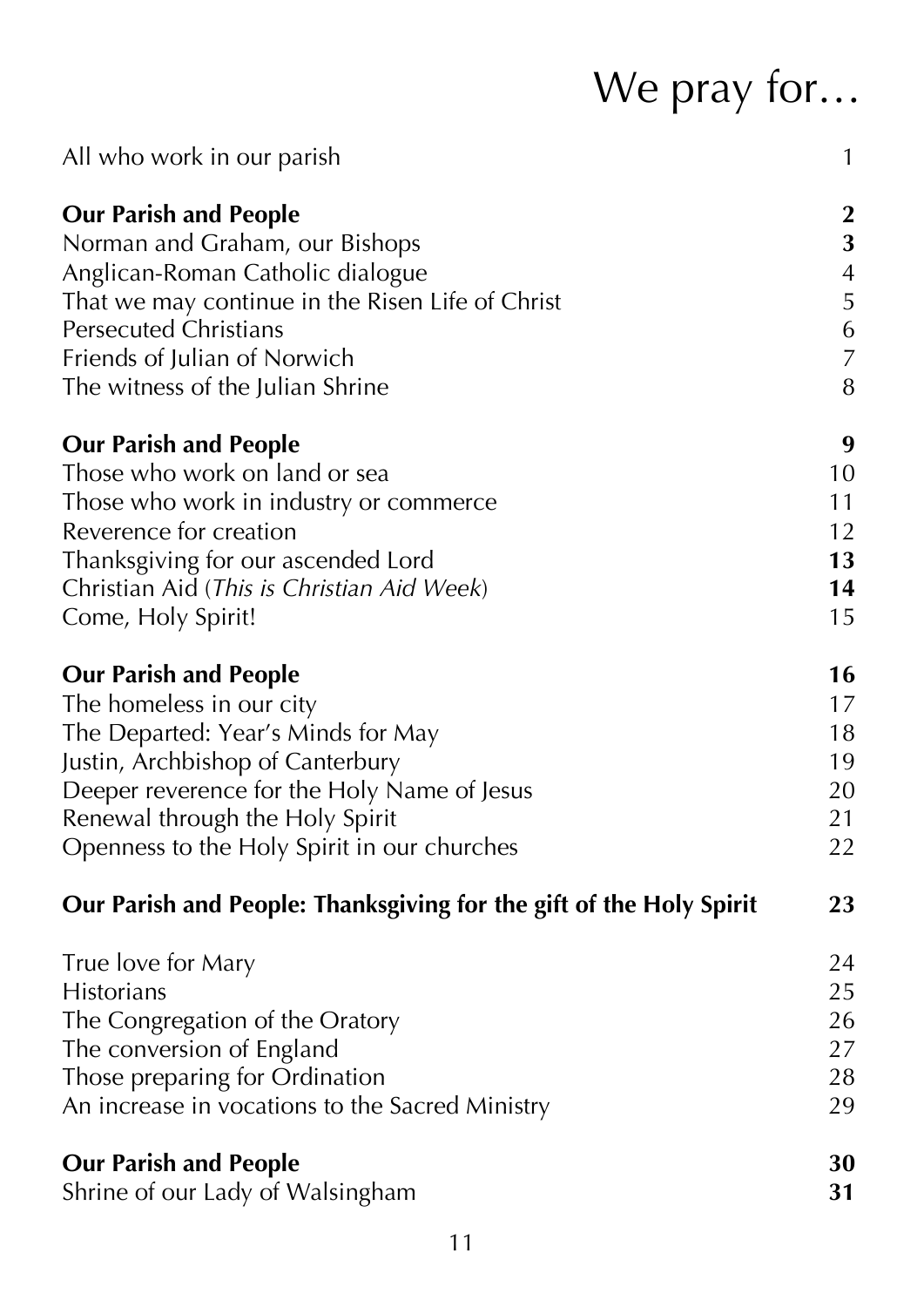# We pray for…

| | |
|---|---|
| All who work in our parish | 1 |
| **Our Parish and People** | **2** |
| Norman and Graham, our Bishops | **3** |
| Anglican-Roman Catholic dialogue | 4 |
| That we may continue in the Risen Life of Christ | 5 |
| Persecuted Christians | 6 |
| Friends of Julian of Norwich | 7 |
| The witness of the Julian Shrine | 8 |
| **Our Parish and People** | **9** |
| Those who work on land or sea | 10 |
| Those who work in industry or commerce | 11 |
| Reverence for creation | 12 |
| Thanksgiving for our ascended Lord | **13** |
| Christian Aid (*This is Christian Aid Week*) | **14** |
| Come, Holy Spirit! | 15 |
| **Our Parish and People** | **16** |
| The homeless in our city | 17 |
| The Departed: Year's Minds for May | 18 |
| Justin, Archbishop of Canterbury | 19 |
| Deeper reverence for the Holy Name of Jesus | 20 |
| Renewal through the Holy Spirit | 21 |
| Openness to the Holy Spirit in our churches | 22 |
| **Our Parish and People: Thanksgiving for the gift of the Holy Spirit** | **23** |
| True love for Mary | 24 |
| Historians | 25 |
| The Congregation of the Oratory | 26 |
| The conversion of England | 27 |
| Those preparing for Ordination | 28 |
| An increase in vocations to the Sacred Ministry | 29 |
| **Our Parish and People** | **30** |
| Shrine of our Lady of Walsingham | **31** |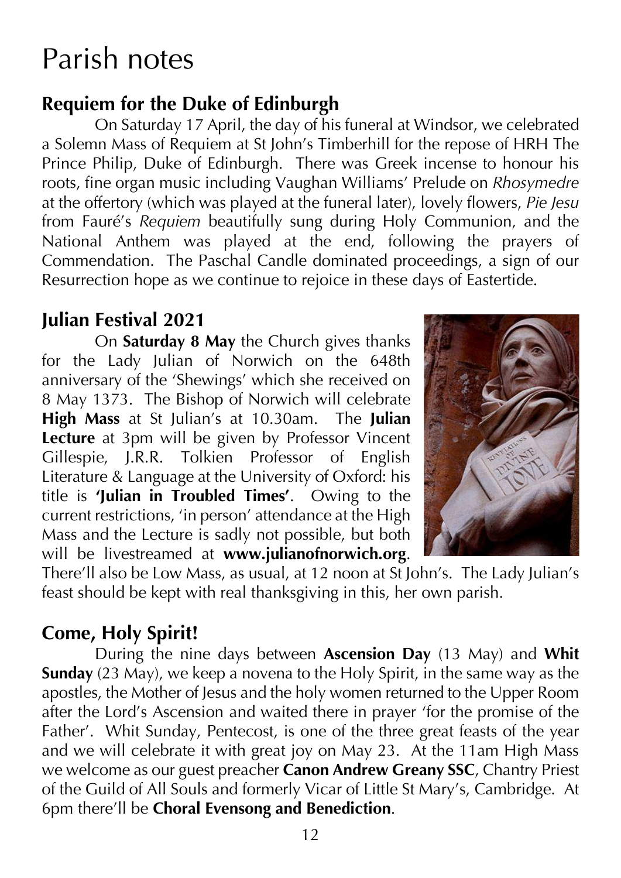# Parish notes

## Requiem for the Duke of Edinburgh

On Saturday 17 April, the day of his funeral at Windsor, we celebrated a Solemn Mass of Requiem at St John's Timberhill for the repose of HRH The Prince Philip, Duke of Edinburgh. There was Greek incense to honour his roots, fine organ music including Vaughan Williams' Prelude on *Rhosymedre* at the offertory (which was played at the funeral later), lovely flowers, *Pie Jesu* from Fauré's *Requiem* beautifully sung during Holy Communion, and the National Anthem was played at the end, following the prayers of Commendation. The Paschal Candle dominated proceedings, a sign of our Resurrection hope as we continue to rejoice in these days of Eastertide.

## Julian Festival 2021

On **Saturday 8 May** the Church gives thanks for the Lady Julian of Norwich on the 648th anniversary of the 'Shewings' which she received on 8 May 1373. The Bishop of Norwich will celebrate **High Mass** at St Julian's at 10.30am. The **Julian Lecture** at 3pm will be given by Professor Vincent Gillespie, J.R.R. Tolkien Professor of English Literature & Language at the University of Oxford: his title is **'Julian in Troubled Times'**. Owing to the current restrictions, 'in person' attendance at the High Mass and the Lecture is sadly not possible, but both will be livestreamed at **www.julianofnorwich.org**. There'll also be Low Mass, as usual, at 12 noon at St John's. The Lady Julian's feast should be kept with real thanksgiving in this, her own parish.

## Come, Holy Spirit!

During the nine days between **Ascension Day** (13 May) and **Whit Sunday** (23 May), we keep a novena to the Holy Spirit, in the same way as the apostles, the Mother of Jesus and the holy women returned to the Upper Room after the Lord's Ascension and waited there in prayer 'for the promise of the Father'. Whit Sunday, Pentecost, is one of the three great feasts of the year and we will celebrate it with great joy on May 23. At the 11am High Mass we welcome as our guest preacher **Canon Andrew Greany SSC**, Chantry Priest of the Guild of All Souls and formerly Vicar of Little St Mary's, Cambridge. At 6pm there'll be **Choral Evensong and Benediction**.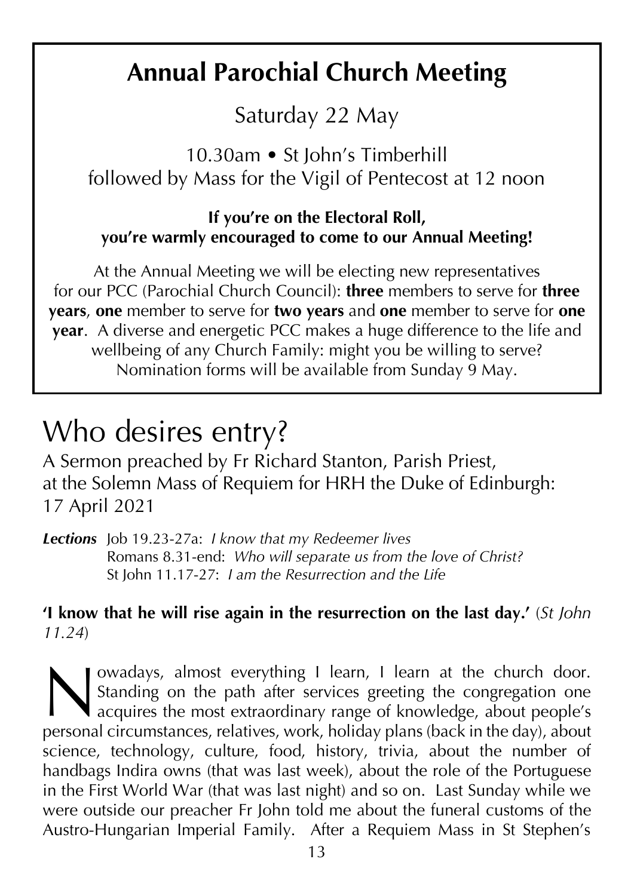## Annual Parochial Church Meeting

Saturday 22 May

10.30am • St John's Timberhill
followed by Mass for the Vigil of Pentecost at 12 noon

**If you're on the Electoral Roll,
you're warmly encouraged to come to our Annual Meeting!**

At the Annual Meeting we will be electing new representatives for our PCC (Parochial Church Council): **three** members to serve for **three years**, **one** member to serve for **two years** and **one** member to serve for **one year**. A diverse and energetic PCC makes a huge difference to the life and wellbeing of any Church Family: might you be willing to serve? Nomination forms will be available from Sunday 9 May.

# Who desires entry?

A Sermon preached by Fr Richard Stanton, Parish Priest, at the Solemn Mass of Requiem for HRH the Duke of Edinburgh: 17 April 2021

***Lections*** Job 19.23-27a: *I know that my Redeemer lives*
Romans 8.31-end: *Who will separate us from the love of Christ?*
St John 11.17-27: *I am the Resurrection and the Life*

**'I know that he will rise again in the resurrection on the last day.'** (*St John 11.24*)

Nowadays, almost everything I learn, I learn at the church door. Standing on the path after services greeting the congregation one acquires the most extraordinary range of knowledge, about people's personal circumstances, relatives, work, holiday plans (back in the day), about science, technology, culture, food, history, trivia, about the number of handbags Indira owns (that was last week), about the role of the Portuguese in the First World War (that was last night) and so on. Last Sunday while we were outside our preacher Fr John told me about the funeral customs of the Austro-Hungarian Imperial Family. After a Requiem Mass in St Stephen's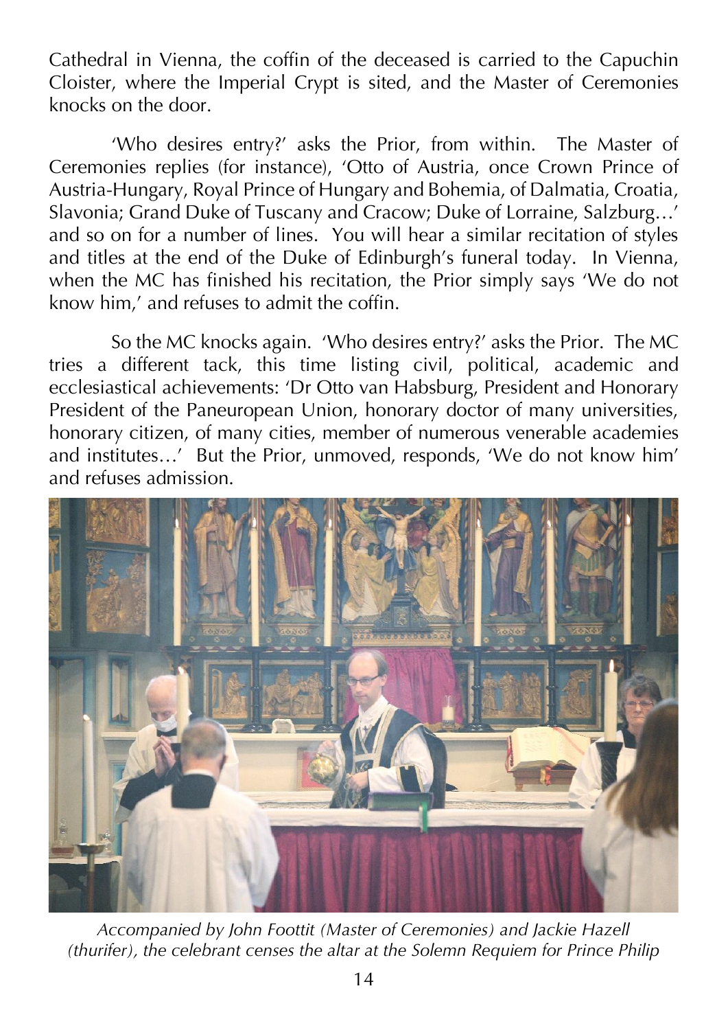Cathedral in Vienna, the coffin of the deceased is carried to the Capuchin Cloister, where the Imperial Crypt is sited, and the Master of Ceremonies knocks on the door.

'Who desires entry?' asks the Prior, from within. The Master of Ceremonies replies (for instance), 'Otto of Austria, once Crown Prince of Austria-Hungary, Royal Prince of Hungary and Bohemia, of Dalmatia, Croatia, Slavonia; Grand Duke of Tuscany and Cracow; Duke of Lorraine, Salzburg…' and so on for a number of lines. You will hear a similar recitation of styles and titles at the end of the Duke of Edinburgh's funeral today. In Vienna, when the MC has finished his recitation, the Prior simply says 'We do not know him,' and refuses to admit the coffin.

So the MC knocks again. 'Who desires entry?' asks the Prior. The MC tries a different tack, this time listing civil, political, academic and ecclesiastical achievements: 'Dr Otto van Habsburg, President and Honorary President of the Paneuropean Union, honorary doctor of many universities, honorary citizen, of many cities, member of numerous venerable academies and institutes…' But the Prior, unmoved, responds, 'We do not know him' and refuses admission.

*Accompanied by John Foottit (Master of Ceremonies) and Jackie Hazell (thurifer), the celebrant censes the altar at the Solemn Requiem for Prince Philip*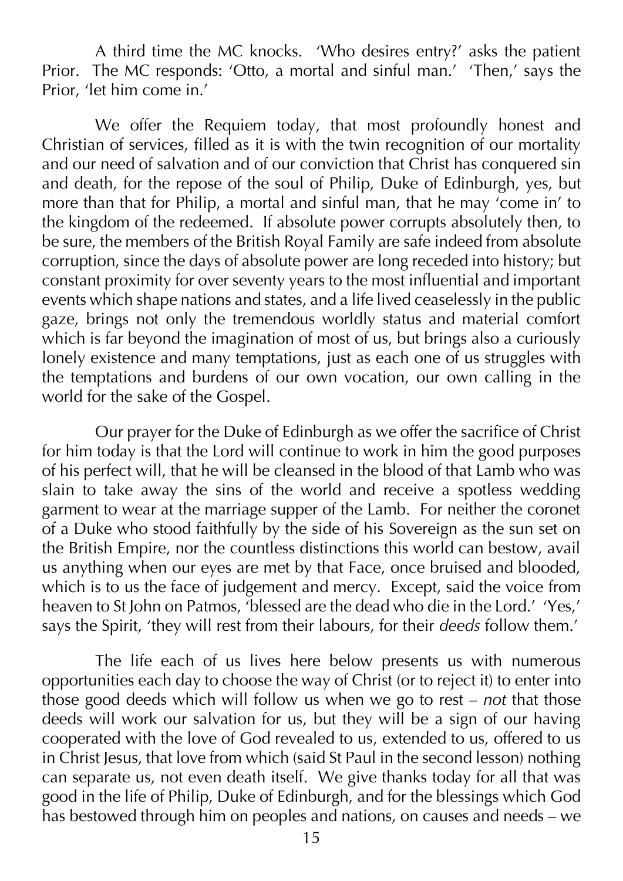A third time the MC knocks. 'Who desires entry?' asks the patient Prior. The MC responds: 'Otto, a mortal and sinful man.' 'Then,' says the Prior, 'let him come in.'

We offer the Requiem today, that most profoundly honest and Christian of services, filled as it is with the twin recognition of our mortality and our need of salvation and of our conviction that Christ has conquered sin and death, for the repose of the soul of Philip, Duke of Edinburgh, yes, but more than that for Philip, a mortal and sinful man, that he may 'come in' to the kingdom of the redeemed. If absolute power corrupts absolutely then, to be sure, the members of the British Royal Family are safe indeed from absolute corruption, since the days of absolute power are long receded into history; but constant proximity for over seventy years to the most influential and important events which shape nations and states, and a life lived ceaselessly in the public gaze, brings not only the tremendous worldly status and material comfort which is far beyond the imagination of most of us, but brings also a curiously lonely existence and many temptations, just as each one of us struggles with the temptations and burdens of our own vocation, our own calling in the world for the sake of the Gospel.

Our prayer for the Duke of Edinburgh as we offer the sacrifice of Christ for him today is that the Lord will continue to work in him the good purposes of his perfect will, that he will be cleansed in the blood of that Lamb who was slain to take away the sins of the world and receive a spotless wedding garment to wear at the marriage supper of the Lamb. For neither the coronet of a Duke who stood faithfully by the side of his Sovereign as the sun set on the British Empire, nor the countless distinctions this world can bestow, avail us anything when our eyes are met by that Face, once bruised and blooded, which is to us the face of judgement and mercy. Except, said the voice from heaven to St John on Patmos, 'blessed are the dead who die in the Lord.' 'Yes,' says the Spirit, 'they will rest from their labours, for their *deeds* follow them.'

The life each of us lives here below presents us with numerous opportunities each day to choose the way of Christ (or to reject it) to enter into those good deeds which will follow us when we go to rest – *not* that those deeds will work our salvation for us, but they will be a sign of our having cooperated with the love of God revealed to us, extended to us, offered to us in Christ Jesus, that love from which (said St Paul in the second lesson) nothing can separate us, not even death itself. We give thanks today for all that was good in the life of Philip, Duke of Edinburgh, and for the blessings which God has bestowed through him on peoples and nations, on causes and needs – we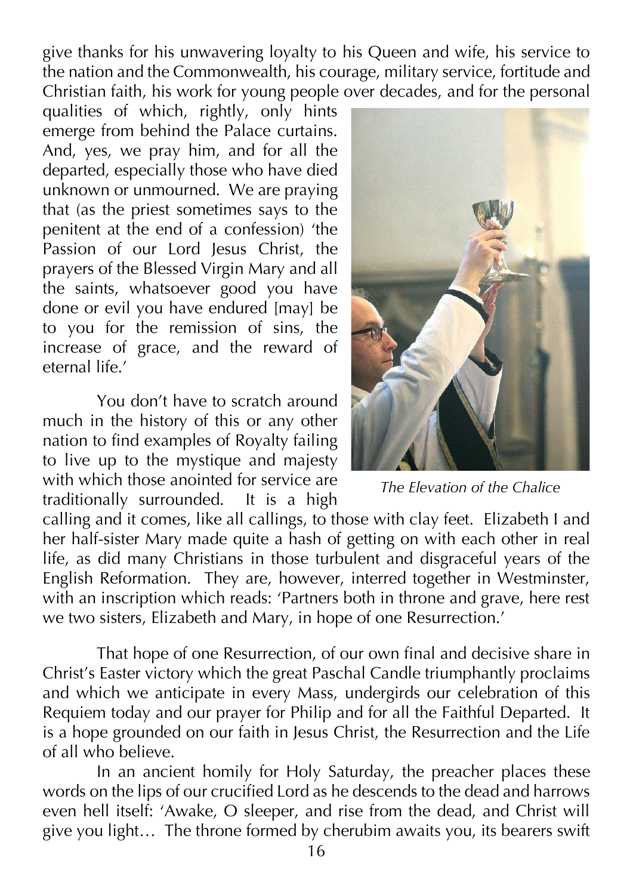give thanks for his unwavering loyalty to his Queen and wife, his service to the nation and the Commonwealth, his courage, military service, fortitude and Christian faith, his work for young people over decades, and for the personal qualities of which, rightly, only hints emerge from behind the Palace curtains. And, yes, we pray him, and for all the departed, especially those who have died unknown or unmourned. We are praying that (as the priest sometimes says to the penitent at the end of a confession) 'the Passion of our Lord Jesus Christ, the prayers of the Blessed Virgin Mary and all the saints, whatsoever good you have done or evil you have endured [may] be to you for the remission of sins, the increase of grace, and the reward of eternal life.'

*The Elevation of the Chalice*

You don't have to scratch around much in the history of this or any other nation to find examples of Royalty failing to live up to the mystique and majesty with which those anointed for service are traditionally surrounded. It is a high calling and it comes, like all callings, to those with clay feet. Elizabeth I and her half-sister Mary made quite a hash of getting on with each other in real life, as did many Christians in those turbulent and disgraceful years of the English Reformation. They are, however, interred together in Westminster, with an inscription which reads: 'Partners both in throne and grave, here rest we two sisters, Elizabeth and Mary, in hope of one Resurrection.'

That hope of one Resurrection, of our own final and decisive share in Christ's Easter victory which the great Paschal Candle triumphantly proclaims and which we anticipate in every Mass, undergirds our celebration of this Requiem today and our prayer for Philip and for all the Faithful Departed. It is a hope grounded on our faith in Jesus Christ, the Resurrection and the Life of all who believe.

In an ancient homily for Holy Saturday, the preacher places these words on the lips of our crucified Lord as he descends to the dead and harrows even hell itself: 'Awake, O sleeper, and rise from the dead, and Christ will give you light… The throne formed by cherubim awaits you, its bearers swift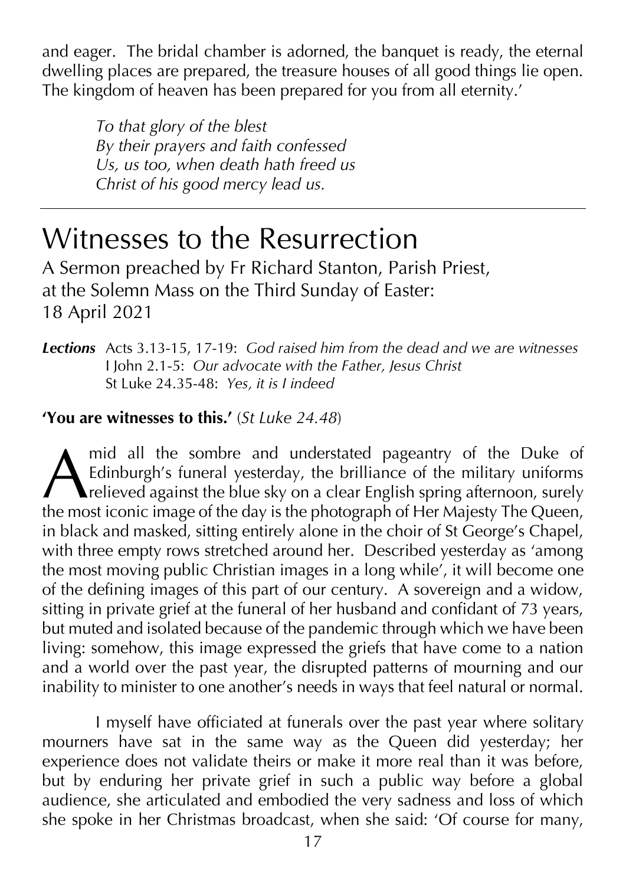and eager. The bridal chamber is adorned, the banquet is ready, the eternal dwelling places are prepared, the treasure houses of all good things lie open. The kingdom of heaven has been prepared for you from all eternity.'

> *To that glory of the blest*
> *By their prayers and faith confessed*
> *Us, us too, when death hath freed us*
> *Christ of his good mercy lead us.*

---

# Witnesses to the Resurrection

A Sermon preached by Fr Richard Stanton, Parish Priest, at the Solemn Mass on the Third Sunday of Easter: 18 April 2021

***Lections*** Acts 3.13-15, 17-19: *God raised him from the dead and we are witnesses*
I John 2.1-5: *Our advocate with the Father, Jesus Christ*
St Luke 24.35-48: *Yes, it is I indeed*

**'You are witnesses to this.'** (*St Luke 24.48*)

Amid all the sombre and understated pageantry of the Duke of Edinburgh's funeral yesterday, the brilliance of the military uniforms relieved against the blue sky on a clear English spring afternoon, surely the most iconic image of the day is the photograph of Her Majesty The Queen, in black and masked, sitting entirely alone in the choir of St George's Chapel, with three empty rows stretched around her. Described yesterday as 'among the most moving public Christian images in a long while', it will become one of the defining images of this part of our century. A sovereign and a widow, sitting in private grief at the funeral of her husband and confidant of 73 years, but muted and isolated because of the pandemic through which we have been living: somehow, this image expressed the griefs that have come to a nation and a world over the past year, the disrupted patterns of mourning and our inability to minister to one another's needs in ways that feel natural or normal.

I myself have officiated at funerals over the past year where solitary mourners have sat in the same way as the Queen did yesterday; her experience does not validate theirs or make it more real than it was before, but by enduring her private grief in such a public way before a global audience, she articulated and embodied the very sadness and loss of which she spoke in her Christmas broadcast, when she said: 'Of course for many,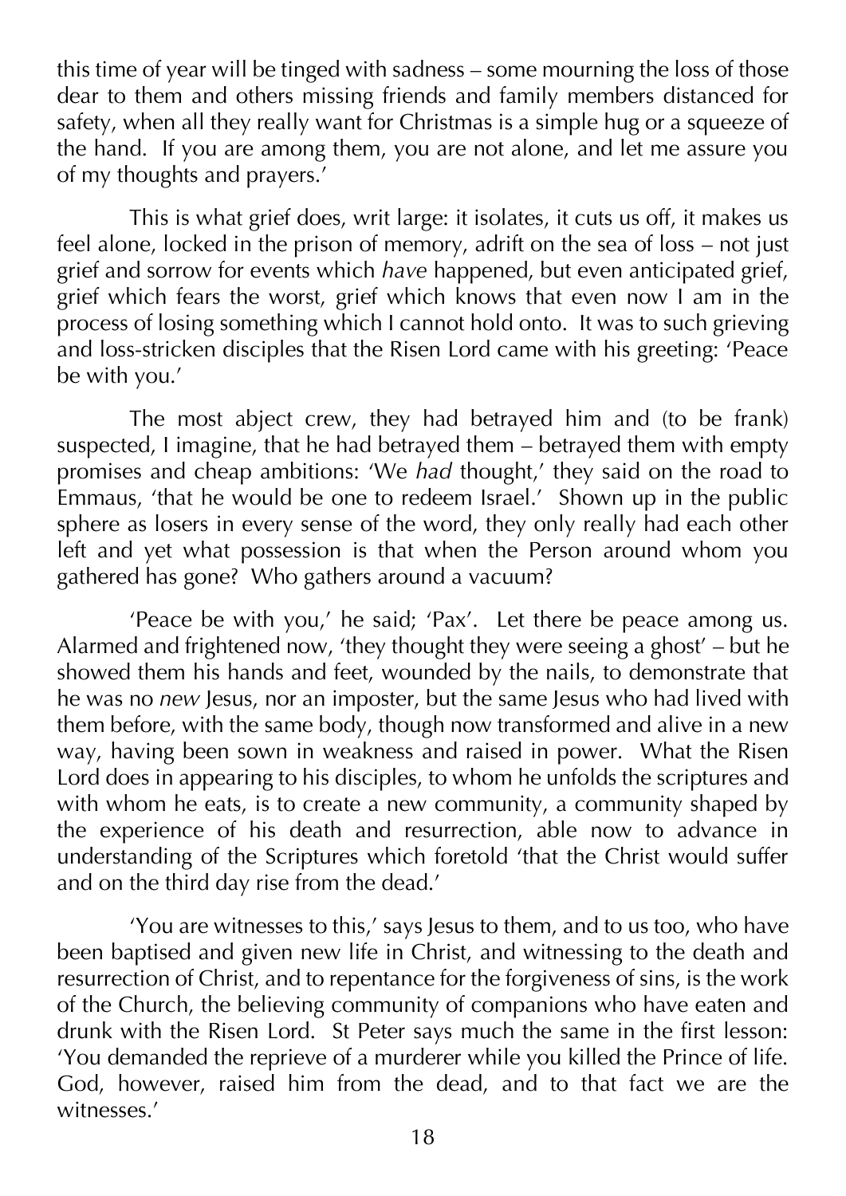this time of year will be tinged with sadness – some mourning the loss of those dear to them and others missing friends and family members distanced for safety, when all they really want for Christmas is a simple hug or a squeeze of the hand. If you are among them, you are not alone, and let me assure you of my thoughts and prayers.'

This is what grief does, writ large: it isolates, it cuts us off, it makes us feel alone, locked in the prison of memory, adrift on the sea of loss – not just grief and sorrow for events which *have* happened, but even anticipated grief, grief which fears the worst, grief which knows that even now I am in the process of losing something which I cannot hold onto. It was to such grieving and loss-stricken disciples that the Risen Lord came with his greeting: 'Peace be with you.'

The most abject crew, they had betrayed him and (to be frank) suspected, I imagine, that he had betrayed them – betrayed them with empty promises and cheap ambitions: 'We *had* thought,' they said on the road to Emmaus, 'that he would be one to redeem Israel.' Shown up in the public sphere as losers in every sense of the word, they only really had each other left and yet what possession is that when the Person around whom you gathered has gone? Who gathers around a vacuum?

'Peace be with you,' he said; 'Pax'. Let there be peace among us. Alarmed and frightened now, 'they thought they were seeing a ghost' – but he showed them his hands and feet, wounded by the nails, to demonstrate that he was no *new* Jesus, nor an imposter, but the same Jesus who had lived with them before, with the same body, though now transformed and alive in a new way, having been sown in weakness and raised in power. What the Risen Lord does in appearing to his disciples, to whom he unfolds the scriptures and with whom he eats, is to create a new community, a community shaped by the experience of his death and resurrection, able now to advance in understanding of the Scriptures which foretold 'that the Christ would suffer and on the third day rise from the dead.'

'You are witnesses to this,' says Jesus to them, and to us too, who have been baptised and given new life in Christ, and witnessing to the death and resurrection of Christ, and to repentance for the forgiveness of sins, is the work of the Church, the believing community of companions who have eaten and drunk with the Risen Lord. St Peter says much the same in the first lesson: 'You demanded the reprieve of a murderer while you killed the Prince of life. God, however, raised him from the dead, and to that fact we are the witnesses.'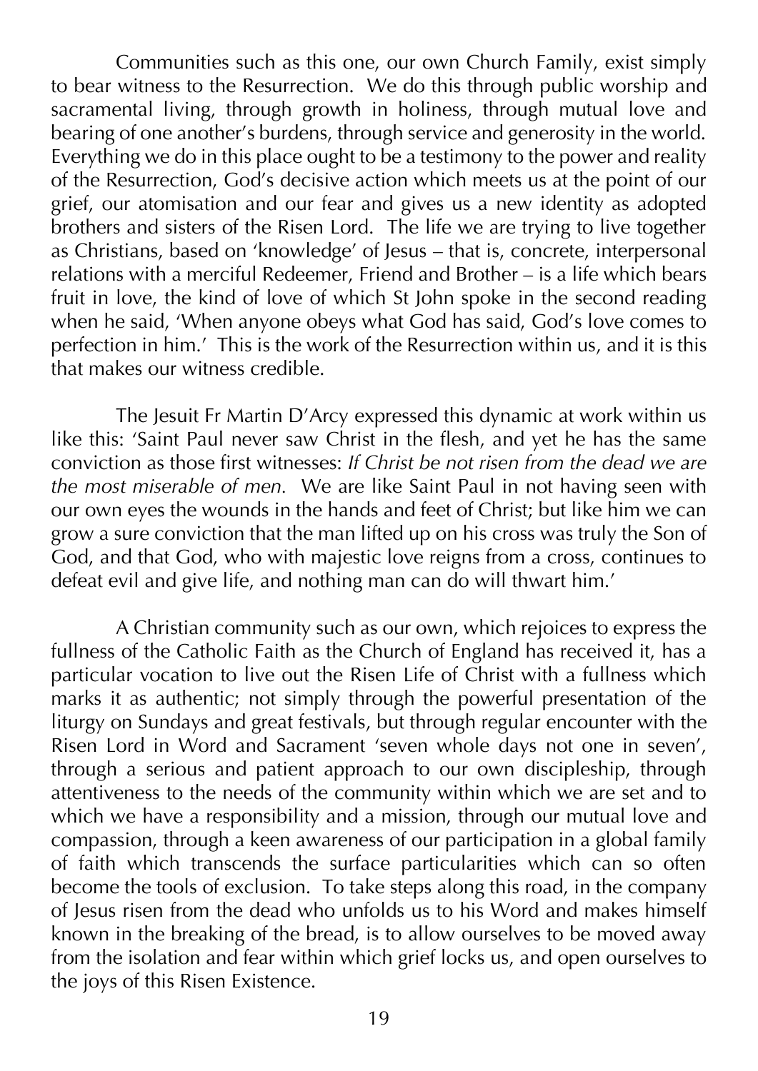Communities such as this one, our own Church Family, exist simply to bear witness to the Resurrection. We do this through public worship and sacramental living, through growth in holiness, through mutual love and bearing of one another's burdens, through service and generosity in the world. Everything we do in this place ought to be a testimony to the power and reality of the Resurrection, God's decisive action which meets us at the point of our grief, our atomisation and our fear and gives us a new identity as adopted brothers and sisters of the Risen Lord. The life we are trying to live together as Christians, based on 'knowledge' of Jesus – that is, concrete, interpersonal relations with a merciful Redeemer, Friend and Brother – is a life which bears fruit in love, the kind of love of which St John spoke in the second reading when he said, 'When anyone obeys what God has said, God's love comes to perfection in him.' This is the work of the Resurrection within us, and it is this that makes our witness credible.

The Jesuit Fr Martin D'Arcy expressed this dynamic at work within us like this: 'Saint Paul never saw Christ in the flesh, and yet he has the same conviction as those first witnesses: *If Christ be not risen from the dead we are the most miserable of men.* We are like Saint Paul in not having seen with our own eyes the wounds in the hands and feet of Christ; but like him we can grow a sure conviction that the man lifted up on his cross was truly the Son of God, and that God, who with majestic love reigns from a cross, continues to defeat evil and give life, and nothing man can do will thwart him.'

A Christian community such as our own, which rejoices to express the fullness of the Catholic Faith as the Church of England has received it, has a particular vocation to live out the Risen Life of Christ with a fullness which marks it as authentic; not simply through the powerful presentation of the liturgy on Sundays and great festivals, but through regular encounter with the Risen Lord in Word and Sacrament 'seven whole days not one in seven', through a serious and patient approach to our own discipleship, through attentiveness to the needs of the community within which we are set and to which we have a responsibility and a mission, through our mutual love and compassion, through a keen awareness of our participation in a global family of faith which transcends the surface particularities which can so often become the tools of exclusion. To take steps along this road, in the company of Jesus risen from the dead who unfolds us to his Word and makes himself known in the breaking of the bread, is to allow ourselves to be moved away from the isolation and fear within which grief locks us, and open ourselves to the joys of this Risen Existence.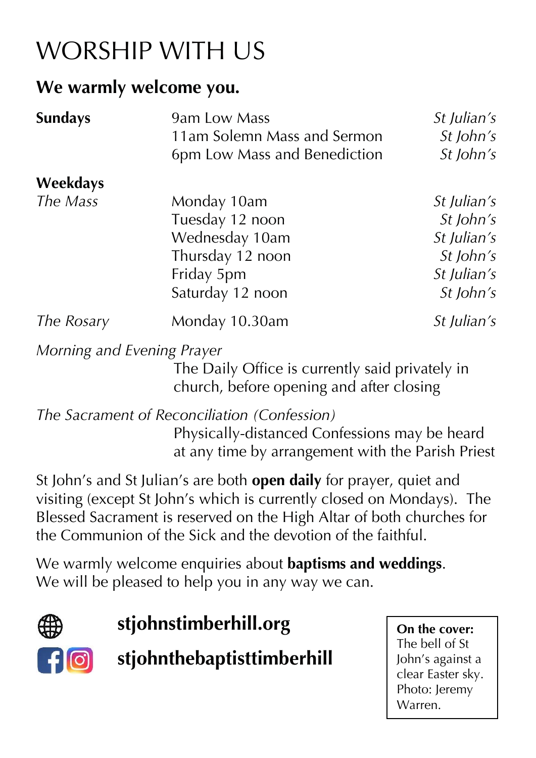# WORSHIP WITH US

## We warmly welcome you.

| | | |
|---|---|---|
| **Sundays** | 9am Low Mass | *St Julian's* |
| | 11am Solemn Mass and Sermon | *St John's* |
| | 6pm Low Mass and Benediction | *St John's* |
| **Weekdays** | | |
| *The Mass* | Monday 10am | *St Julian's* |
| | Tuesday 12 noon | *St John's* |
| | Wednesday 10am | *St Julian's* |
| | Thursday 12 noon | *St John's* |
| | Friday 5pm | *St Julian's* |
| | Saturday 12 noon | *St John's* |
| *The Rosary* | Monday 10.30am | *St Julian's* |

*Morning and Evening Prayer*

The Daily Office is currently said privately in church, before opening and after closing

*The Sacrament of Reconciliation (Confession)*

Physically-distanced Confessions may be heard at any time by arrangement with the Parish Priest

St John's and St Julian's are both **open daily** for prayer, quiet and visiting (except St John's which is currently closed on Mondays). The Blessed Sacrament is reserved on the High Altar of both churches for the Communion of the Sick and the devotion of the faithful.

We warmly welcome enquiries about **baptisms and weddings**. We will be pleased to help you in any way we can.

**stjohnstimberhill.org**

**stjohnthebaptisttimberhill**

**On the cover:** The bell of St John's against a clear Easter sky. Photo: Jeremy Warren.